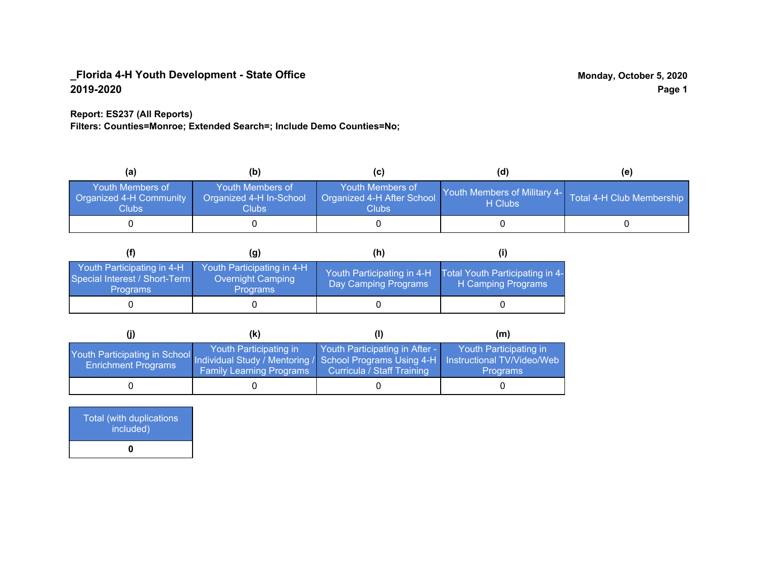**_Florida 4-H Youth Development - State Office**
**2019-2020**

**Monday, October 5, 2020**

**Report: ES237 (All Reports)**
**Filters: Counties=Monroe; Extended Search=; Include Demo Counties=No;**

| (a) | (b) | (c) | (d) | (e) |
|---|---|---|---|---|
| Youth Members of Organized 4-H Community Clubs | Youth Members of Organized 4-H In-School Clubs | Youth Members of Organized 4-H After School Clubs | Youth Members of Military 4-H Clubs | Total 4-H Club Membership |
| 0 | 0 | 0 | 0 | 0 |

| (f) | (g) | (h) | (i) |
|---|---|---|---|
| Youth Participating in 4-H Special Interest / Short-Term Programs | Youth Participating in 4-H Overnight Camping Programs | Youth Participating in 4-H Day Camping Programs | Total Youth Participating in 4-H Camping Programs |
| 0 | 0 | 0 | 0 |

| (j) | (k) | (l) | (m) |
|---|---|---|---|
| Youth Participating in School Enrichment Programs | Youth Participating in Individual Study / Mentoring / Family Learning Programs | Youth Participating in After - School Programs Using 4-H Curricula / Staff Training | Youth Participating in Instructional TV/Video/Web Programs |
| 0 | 0 | 0 | 0 |

| Total (with duplications included) |
|---|
| **0** |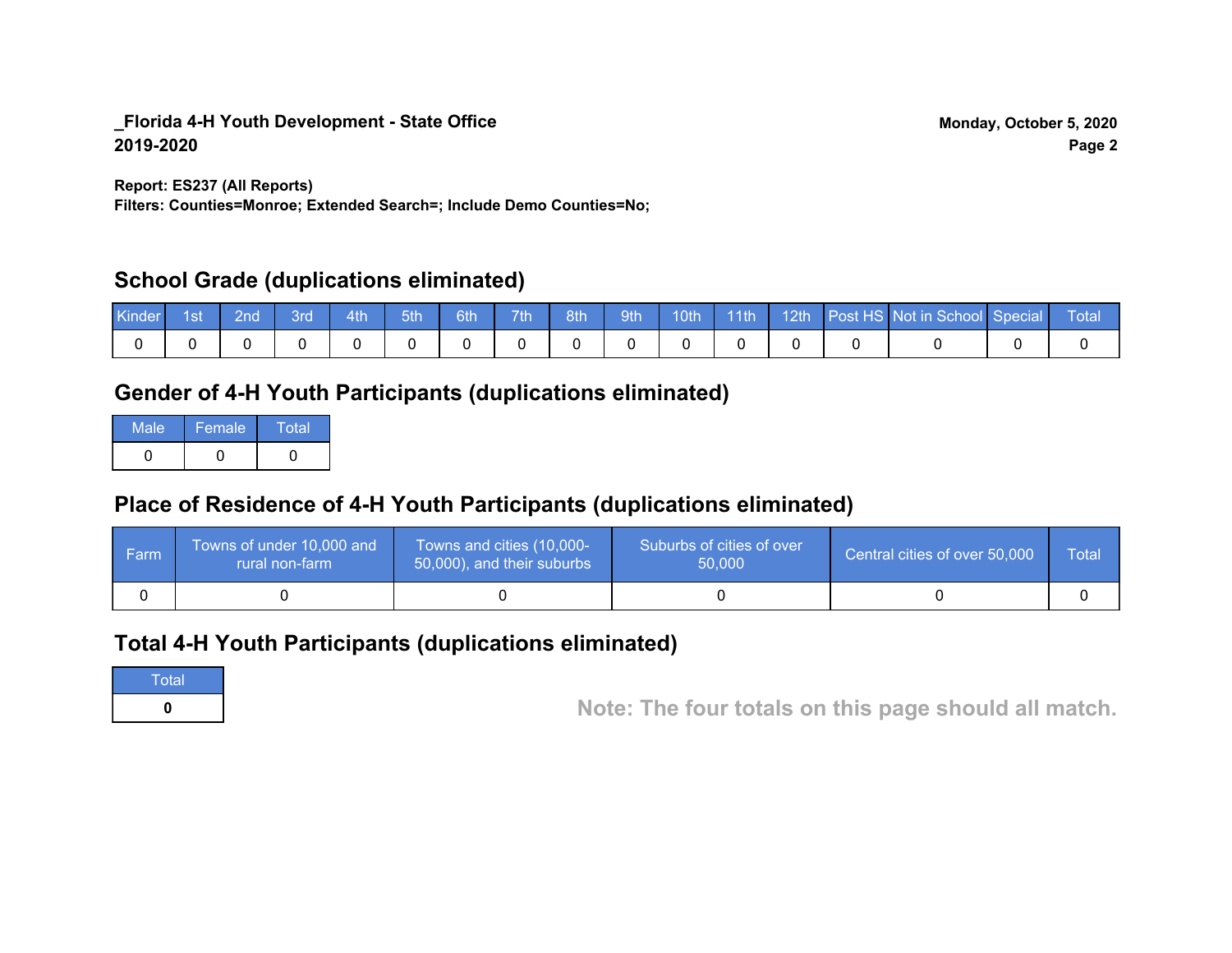**_Florida 4-H Youth Development - State Office**
**2019-2020**

**Monday, October 5, 2020**

**Report: ES237 (All Reports)**
**Filters: Counties=Monroe; Extended Search=; Include Demo Counties=No;**

## School Grade (duplications eliminated)

| Kinder | 1st | 2nd | 3rd | 4th | 5th | 6th | 7th | 8th | 9th | 10th | 11th | 12th | Post HS | Not in School | Special | Total |
|---|---|---|---|---|---|---|---|---|---|---|---|---|---|---|---|---|
| 0 | 0 | 0 | 0 | 0 | 0 | 0 | 0 | 0 | 0 | 0 | 0 | 0 | 0 | 0 | 0 | 0 |

## Gender of 4-H Youth Participants (duplications eliminated)

| Male | Female | Total |
|---|---|---|
| 0 | 0 | 0 |

## Place of Residence of 4-H Youth Participants (duplications eliminated)

| Farm | Towns of under 10,000 and rural non-farm | Towns and cities (10,000-50,000), and their suburbs | Suburbs of cities of over 50,000 | Central cities of over 50,000 | Total |
|---|---|---|---|---|---|
| 0 | 0 | 0 | 0 | 0 | 0 |

## Total 4-H Youth Participants (duplications eliminated)

| Total |
|---|
| **0** |

**Note: The four totals on this page should all match.**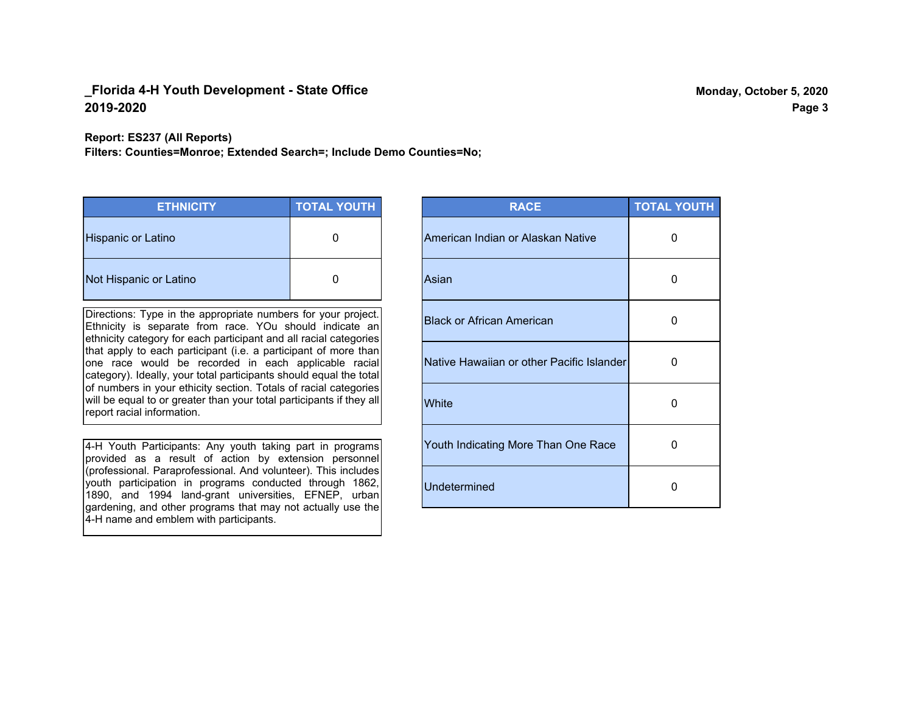**_Florida 4-H Youth Development - State Office**
**2019-2020**

**Monday, October 5, 2020**

**Report: ES237 (All Reports)**
**Filters: Counties=Monroe; Extended Search=; Include Demo Counties=No;**

| ETHNICITY | TOTAL YOUTH |
|---|---|
| Hispanic or Latino | 0 |
| Not Hispanic or Latino | 0 |

Directions: Type in the appropriate numbers for your project. Ethnicity is separate from race. YOu should indicate an ethnicity category for each participant and all racial categories that apply to each participant (i.e. a participant of more than one race would be recorded in each applicable racial category). Ideally, your total participants should equal the total of numbers in your ethicity section. Totals of racial categories will be equal to or greater than your total participants if they all report racial information.

4-H Youth Participants: Any youth taking part in programs provided as a result of action by extension personnel (professional. Paraprofessional. And volunteer). This includes youth participation in programs conducted through 1862, 1890, and 1994 land-grant universities, EFNEP, urban gardening, and other programs that may not actually use the 4-H name and emblem with participants.

| RACE | TOTAL YOUTH |
|---|---|
| American Indian or Alaskan Native | 0 |
| Asian | 0 |
| Black or African American | 0 |
| Native Hawaiian or other Pacific Islander | 0 |
| White | 0 |
| Youth Indicating More Than One Race | 0 |
| Undetermined | 0 |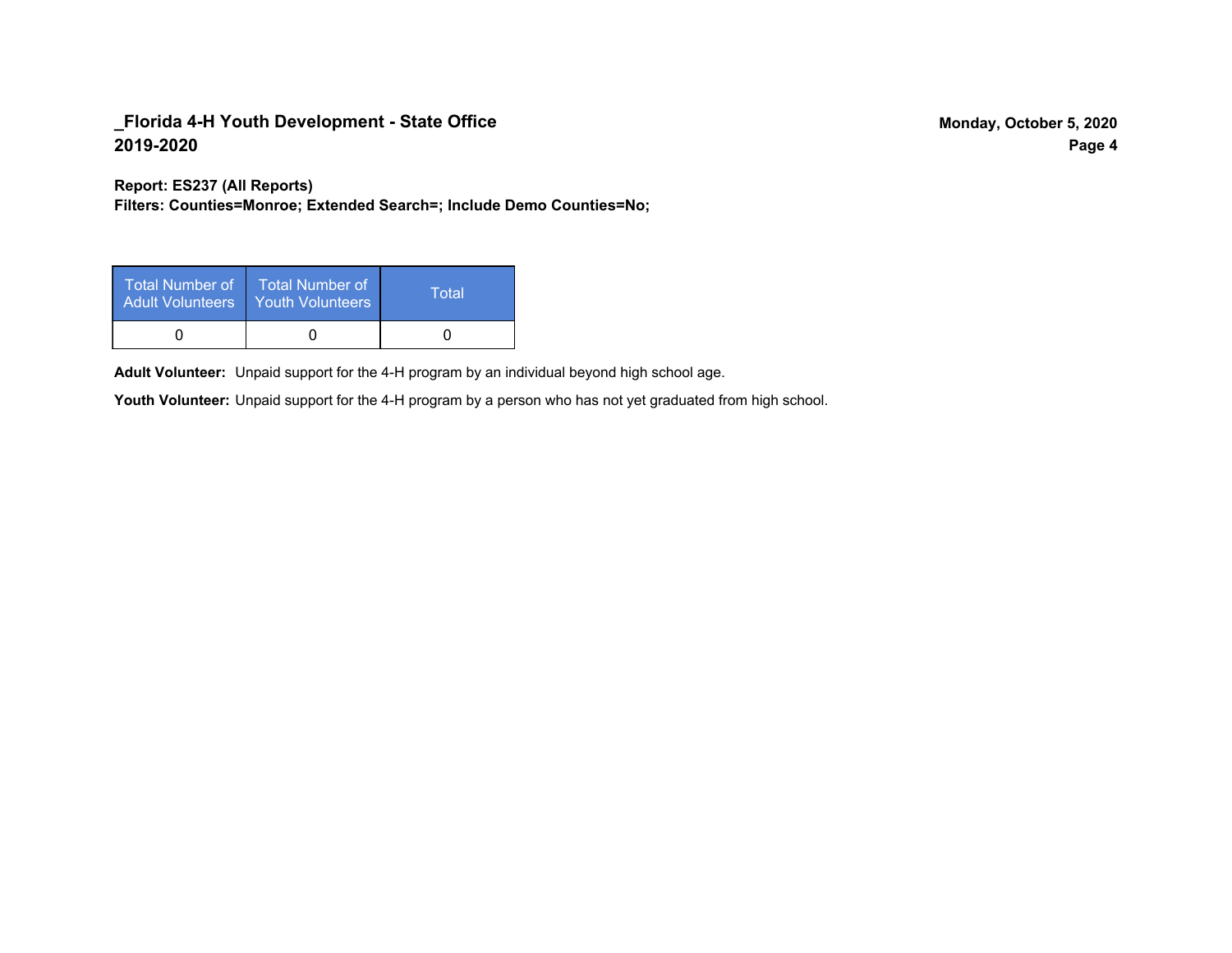## _Florida 4-H Youth Development - State Office
## 2019-2020

Monday, October 5, 2020

**Report: ES237 (All Reports)**
**Filters: Counties=Monroe; Extended Search=; Include Demo Counties=No;**

| Total Number of Adult Volunteers | Total Number of Youth Volunteers | Total |
|---|---|---|
| 0 | 0 | 0 |

**Adult Volunteer:** Unpaid support for the 4-H program by an individual beyond high school age.

**Youth Volunteer:** Unpaid support for the 4-H program by a person who has not yet graduated from high school.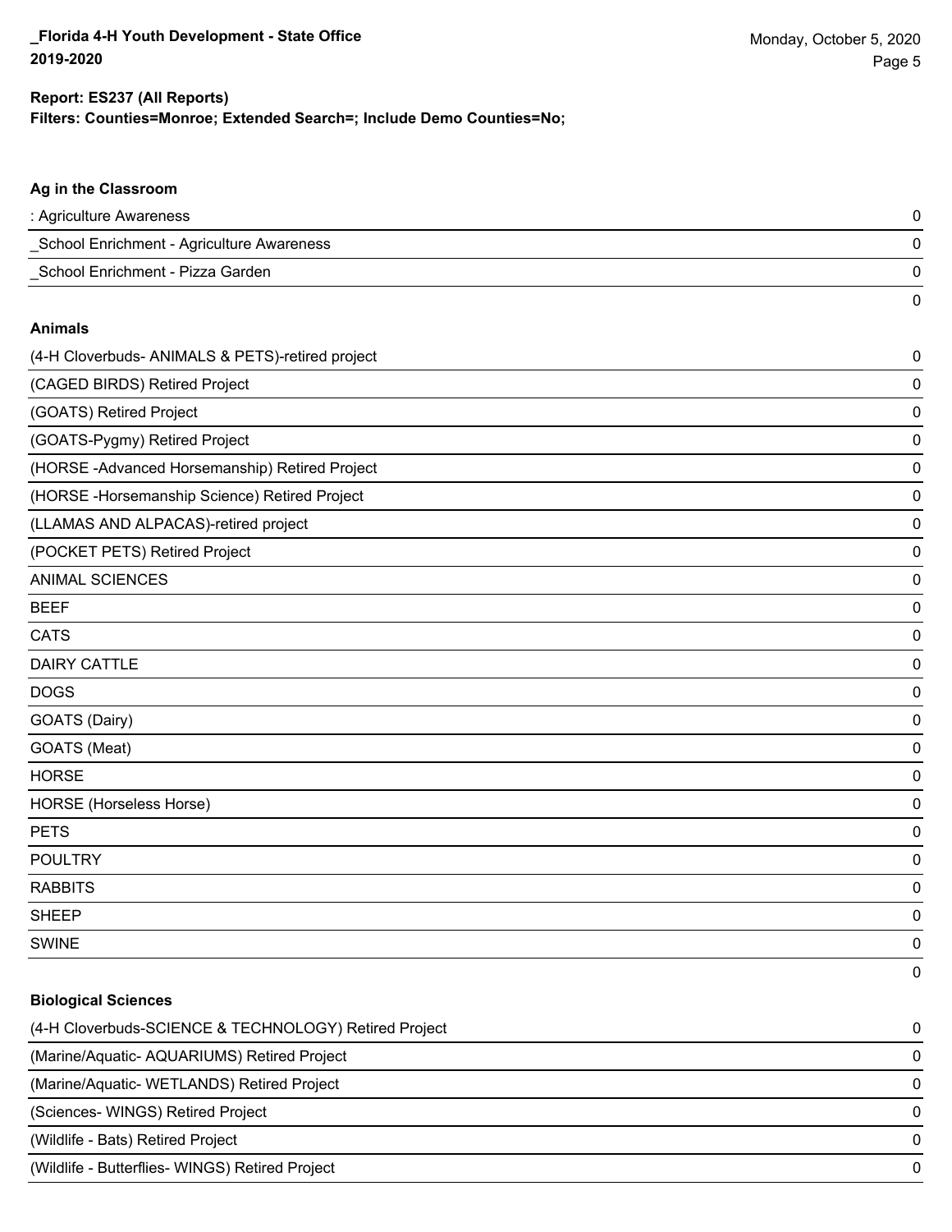**Report: ES237 (All Reports)**
**Filters: Counties=Monroe; Extended Search=; Include Demo Counties=No;**

### Ag in the Classroom

| | |
|---|---|
| : Agriculture Awareness | 0 |
| _School Enrichment - Agriculture Awareness | 0 |
| _School Enrichment - Pizza Garden | 0 |
| | 0 |

### Animals

| | |
|---|---|
| (4-H Cloverbuds- ANIMALS & PETS)-retired project | 0 |
| (CAGED BIRDS) Retired Project | 0 |
| (GOATS) Retired Project | 0 |
| (GOATS-Pygmy) Retired Project | 0 |
| (HORSE -Advanced Horsemanship) Retired Project | 0 |
| (HORSE -Horsemanship Science) Retired Project | 0 |
| (LLAMAS AND ALPACAS)-retired project | 0 |
| (POCKET PETS) Retired Project | 0 |
| ANIMAL SCIENCES | 0 |
| BEEF | 0 |
| CATS | 0 |
| DAIRY CATTLE | 0 |
| DOGS | 0 |
| GOATS (Dairy) | 0 |
| GOATS (Meat) | 0 |
| HORSE | 0 |
| HORSE (Horseless Horse) | 0 |
| PETS | 0 |
| POULTRY | 0 |
| RABBITS | 0 |
| SHEEP | 0 |
| SWINE | 0 |
| | 0 |

### Biological Sciences

| | |
|---|---|
| (4-H Cloverbuds-SCIENCE & TECHNOLOGY) Retired Project | 0 |
| (Marine/Aquatic- AQUARIUMS) Retired Project | 0 |
| (Marine/Aquatic- WETLANDS) Retired Project | 0 |
| (Sciences- WINGS) Retired Project | 0 |
| (Wildlife - Bats) Retired Project | 0 |
| (Wildlife - Butterflies- WINGS) Retired Project | 0 |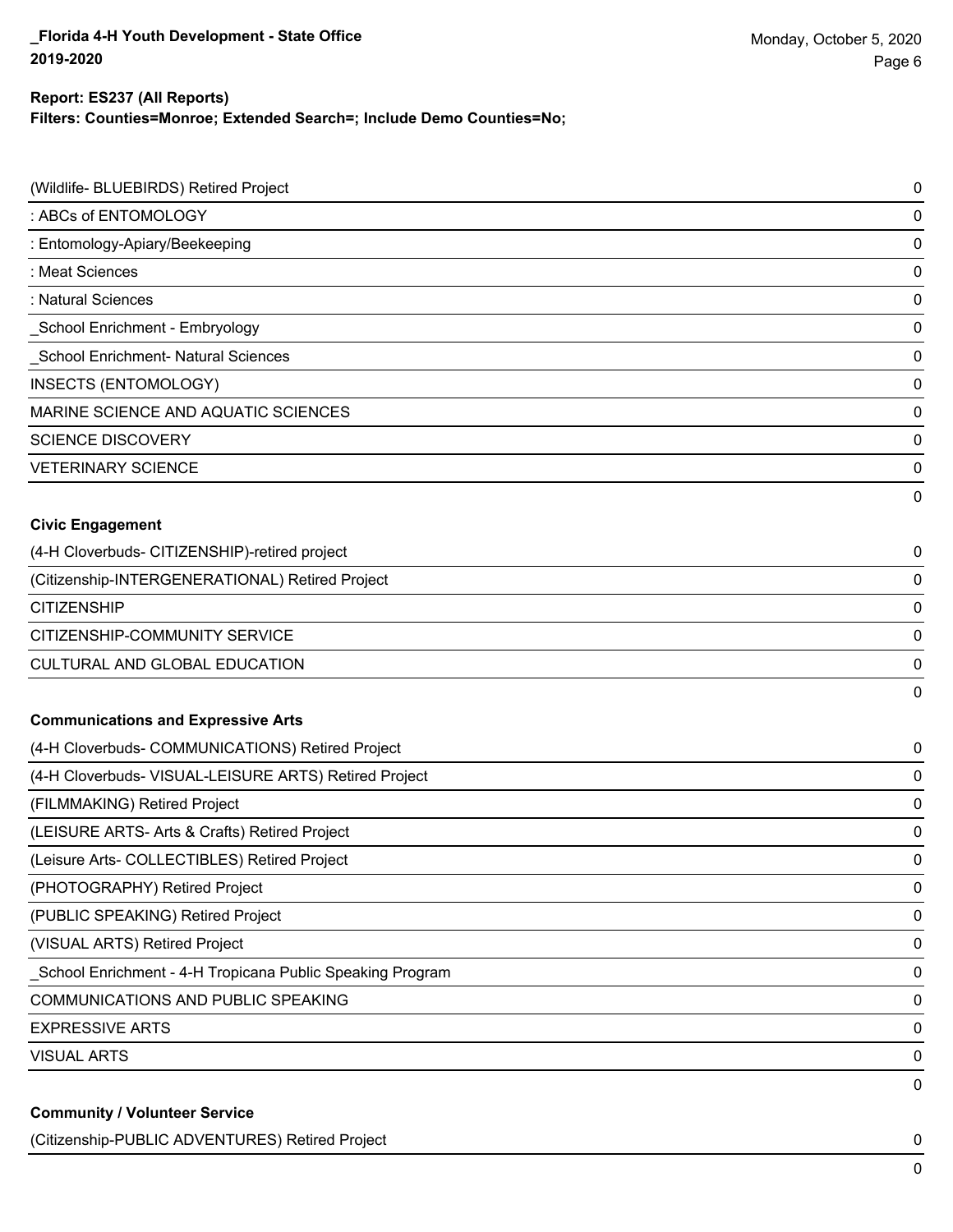**Report: ES237 (All Reports)**
**Filters: Counties=Monroe; Extended Search=; Include Demo Counties=No;**

| | |
|---|---|
| (Wildlife- BLUEBIRDS) Retired Project | 0 |
| : ABCs of ENTOMOLOGY | 0 |
| : Entomology-Apiary/Beekeeping | 0 |
| : Meat Sciences | 0 |
| : Natural Sciences | 0 |
| _School Enrichment - Embryology | 0 |
| _School Enrichment- Natural Sciences | 0 |
| INSECTS (ENTOMOLOGY) | 0 |
| MARINE SCIENCE AND AQUATIC SCIENCES | 0 |
| SCIENCE DISCOVERY | 0 |
| VETERINARY SCIENCE | 0 |
| | 0 |

**Civic Engagement**

| | |
|---|---|
| (4-H Cloverbuds- CITIZENSHIP)-retired project | 0 |
| (Citizenship-INTERGENERATIONAL) Retired Project | 0 |
| CITIZENSHIP | 0 |
| CITIZENSHIP-COMMUNITY SERVICE | 0 |
| CULTURAL AND GLOBAL EDUCATION | 0 |
| | 0 |

**Communications and Expressive Arts**

| | |
|---|---|
| (4-H Cloverbuds- COMMUNICATIONS) Retired Project | 0 |
| (4-H Cloverbuds- VISUAL-LEISURE ARTS) Retired Project | 0 |
| (FILMMAKING) Retired Project | 0 |
| (LEISURE ARTS- Arts & Crafts) Retired Project | 0 |
| (Leisure Arts- COLLECTIBLES) Retired Project | 0 |
| (PHOTOGRAPHY) Retired Project | 0 |
| (PUBLIC SPEAKING) Retired Project | 0 |
| (VISUAL ARTS) Retired Project | 0 |
| _School Enrichment - 4-H Tropicana Public Speaking Program | 0 |
| COMMUNICATIONS AND PUBLIC SPEAKING | 0 |
| EXPRESSIVE ARTS | 0 |
| VISUAL ARTS | 0 |
| | 0 |

**Community / Volunteer Service**

| | |
|---|---|
| (Citizenship-PUBLIC ADVENTURES) Retired Project | 0 |
| | 0 |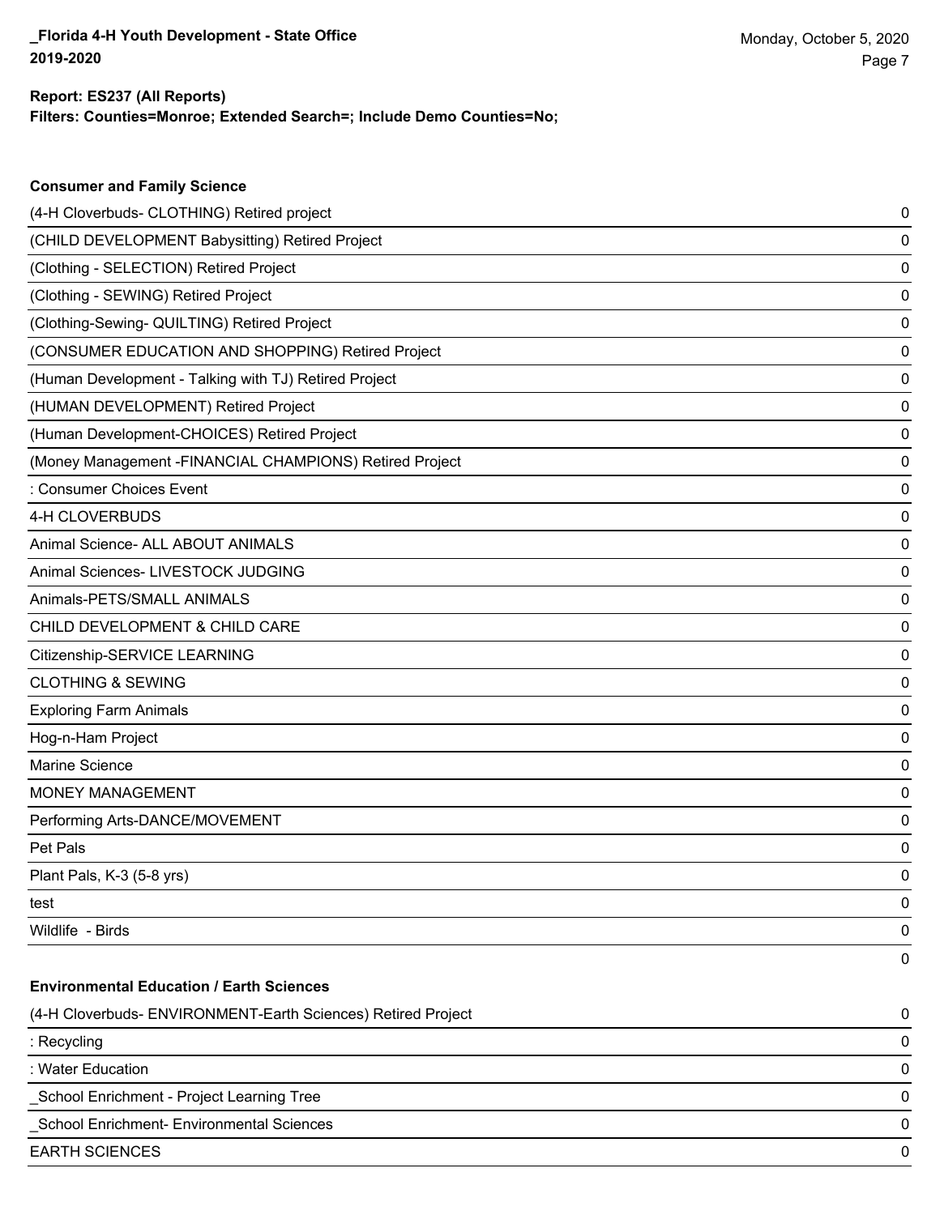**Report: ES237 (All Reports)**
**Filters: Counties=Monroe; Extended Search=; Include Demo Counties=No;**

### Consumer and Family Science

| Project | Count |
|---|---|
| (4-H Cloverbuds- CLOTHING) Retired project | 0 |
| (CHILD DEVELOPMENT Babysitting) Retired Project | 0 |
| (Clothing - SELECTION) Retired Project | 0 |
| (Clothing - SEWING) Retired Project | 0 |
| (Clothing-Sewing- QUILTING) Retired Project | 0 |
| (CONSUMER EDUCATION AND SHOPPING) Retired Project | 0 |
| (Human Development - Talking with TJ) Retired Project | 0 |
| (HUMAN DEVELOPMENT) Retired Project | 0 |
| (Human Development-CHOICES) Retired Project | 0 |
| (Money Management -FINANCIAL CHAMPIONS) Retired Project | 0 |
| : Consumer Choices Event | 0 |
| 4-H CLOVERBUDS | 0 |
| Animal Science- ALL ABOUT ANIMALS | 0 |
| Animal Sciences- LIVESTOCK JUDGING | 0 |
| Animals-PETS/SMALL ANIMALS | 0 |
| CHILD DEVELOPMENT & CHILD CARE | 0 |
| Citizenship-SERVICE LEARNING | 0 |
| CLOTHING & SEWING | 0 |
| Exploring Farm Animals | 0 |
| Hog-n-Ham Project | 0 |
| Marine Science | 0 |
| MONEY MANAGEMENT | 0 |
| Performing Arts-DANCE/MOVEMENT | 0 |
| Pet Pals | 0 |
| Plant Pals, K-3 (5-8 yrs) | 0 |
| test | 0 |
| Wildlife - Birds | 0 |
| | 0 |

### Environmental Education / Earth Sciences

| Project | Count |
|---|---|
| (4-H Cloverbuds- ENVIRONMENT-Earth Sciences) Retired Project | 0 |
| : Recycling | 0 |
| : Water Education | 0 |
| _School Enrichment - Project Learning Tree | 0 |
| _School Enrichment- Environmental Sciences | 0 |
| EARTH SCIENCES | 0 |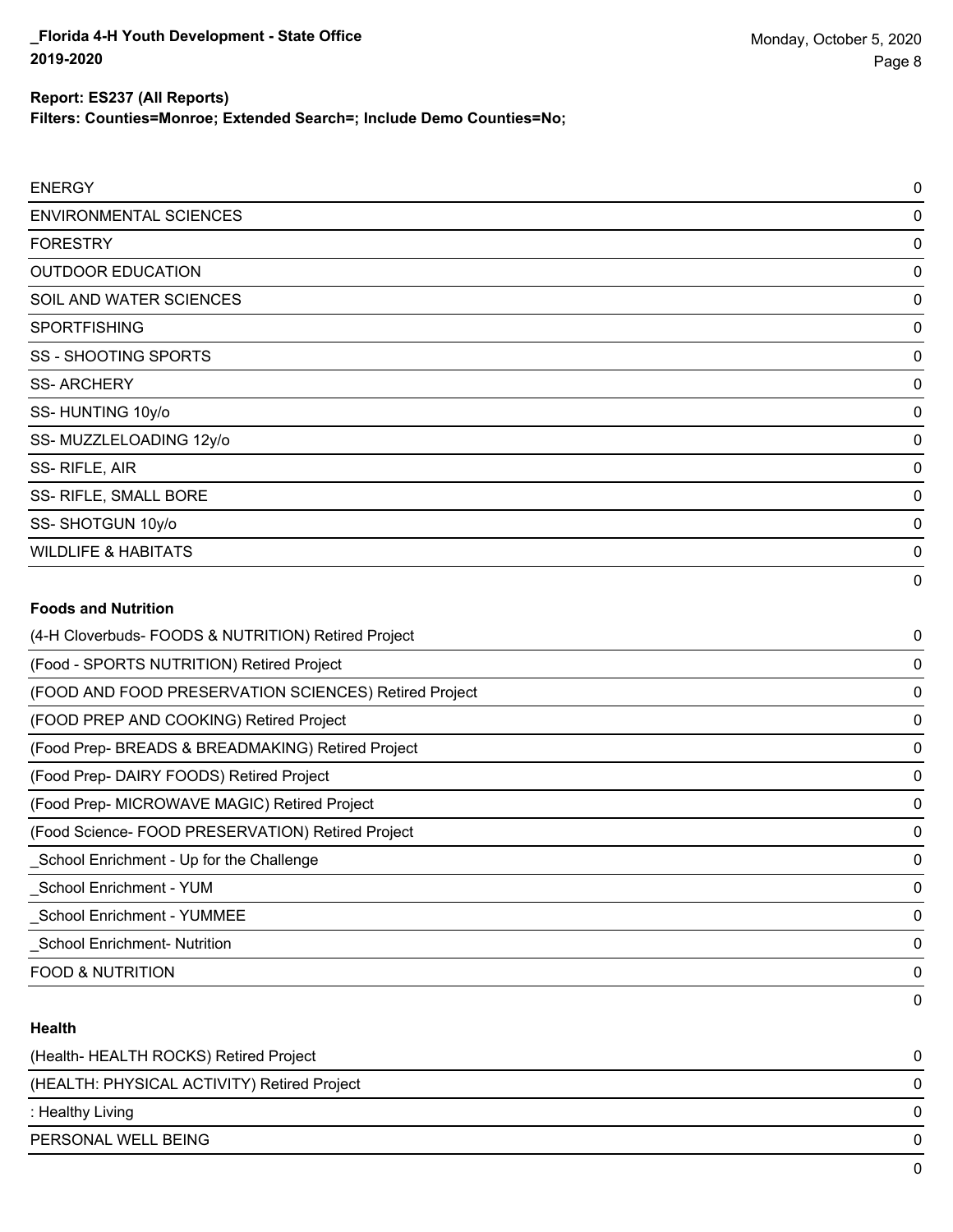**Report: ES237 (All Reports)**
**Filters: Counties=Monroe; Extended Search=; Include Demo Counties=No;**

| | |
|---|---|
| ENERGY | 0 |
| ENVIRONMENTAL SCIENCES | 0 |
| FORESTRY | 0 |
| OUTDOOR EDUCATION | 0 |
| SOIL AND WATER SCIENCES | 0 |
| SPORTFISHING | 0 |
| SS - SHOOTING SPORTS | 0 |
| SS- ARCHERY | 0 |
| SS- HUNTING 10y/o | 0 |
| SS- MUZZLELOADING 12y/o | 0 |
| SS- RIFLE, AIR | 0 |
| SS- RIFLE, SMALL BORE | 0 |
| SS- SHOTGUN 10y/o | 0 |
| WILDLIFE & HABITATS | 0 |
| | 0 |

**Foods and Nutrition**

| | |
|---|---|
| (4-H Cloverbuds- FOODS & NUTRITION) Retired Project | 0 |
| (Food - SPORTS NUTRITION) Retired Project | 0 |
| (FOOD AND FOOD PRESERVATION SCIENCES) Retired Project | 0 |
| (FOOD PREP AND COOKING) Retired Project | 0 |
| (Food Prep- BREADS & BREADMAKING) Retired Project | 0 |
| (Food Prep- DAIRY FOODS) Retired Project | 0 |
| (Food Prep- MICROWAVE MAGIC) Retired Project | 0 |
| (Food Science- FOOD PRESERVATION) Retired Project | 0 |
| _School Enrichment - Up for the Challenge | 0 |
| _School Enrichment - YUM | 0 |
| _School Enrichment - YUMMEE | 0 |
| _School Enrichment- Nutrition | 0 |
| FOOD & NUTRITION | 0 |
| | 0 |

**Health**

| | |
|---|---|
| (Health- HEALTH ROCKS) Retired Project | 0 |
| (HEALTH: PHYSICAL ACTIVITY) Retired Project | 0 |
| : Healthy Living | 0 |
| PERSONAL WELL BEING | 0 |
| | 0 |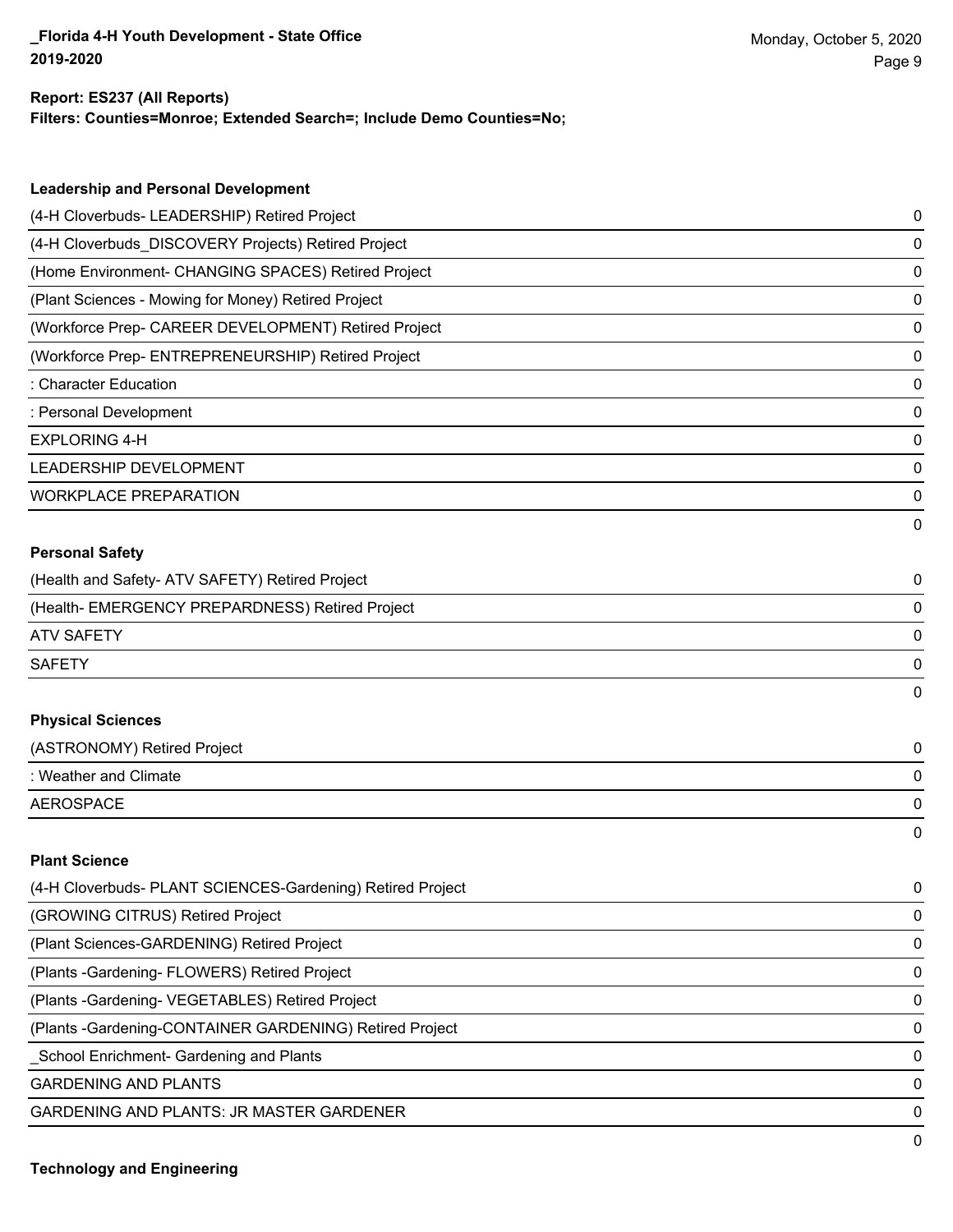**Report: ES237 (All Reports)**
**Filters: Counties=Monroe; Extended Search=; Include Demo Counties=No;**

### Leadership and Personal Development

| | |
|---|---|
| (4-H Cloverbuds- LEADERSHIP) Retired Project | 0 |
| (4-H Cloverbuds_DISCOVERY Projects) Retired Project | 0 |
| (Home Environment- CHANGING SPACES) Retired Project | 0 |
| (Plant Sciences - Mowing for Money) Retired Project | 0 |
| (Workforce Prep- CAREER DEVELOPMENT) Retired Project | 0 |
| (Workforce Prep- ENTREPRENEURSHIP) Retired Project | 0 |
| : Character Education | 0 |
| : Personal Development | 0 |
| EXPLORING 4-H | 0 |
| LEADERSHIP DEVELOPMENT | 0 |
| WORKPLACE PREPARATION | 0 |
| | 0 |

### Personal Safety

| | |
|---|---|
| (Health and Safety- ATV SAFETY) Retired Project | 0 |
| (Health- EMERGENCY PREPARDNESS) Retired Project | 0 |
| ATV SAFETY | 0 |
| SAFETY | 0 |
| | 0 |

### Physical Sciences

| | |
|---|---|
| (ASTRONOMY) Retired Project | 0 |
| : Weather and Climate | 0 |
| AEROSPACE | 0 |
| | 0 |

### Plant Science

| | |
|---|---|
| (4-H Cloverbuds- PLANT SCIENCES-Gardening) Retired Project | 0 |
| (GROWING CITRUS) Retired Project | 0 |
| (Plant Sciences-GARDENING) Retired Project | 0 |
| (Plants -Gardening- FLOWERS) Retired Project | 0 |
| (Plants -Gardening- VEGETABLES) Retired Project | 0 |
| (Plants -Gardening-CONTAINER GARDENING) Retired Project | 0 |
| _School Enrichment- Gardening and Plants | 0 |
| GARDENING AND PLANTS | 0 |
| GARDENING AND PLANTS: JR MASTER GARDENER | 0 |
| | 0 |

### Technology and Engineering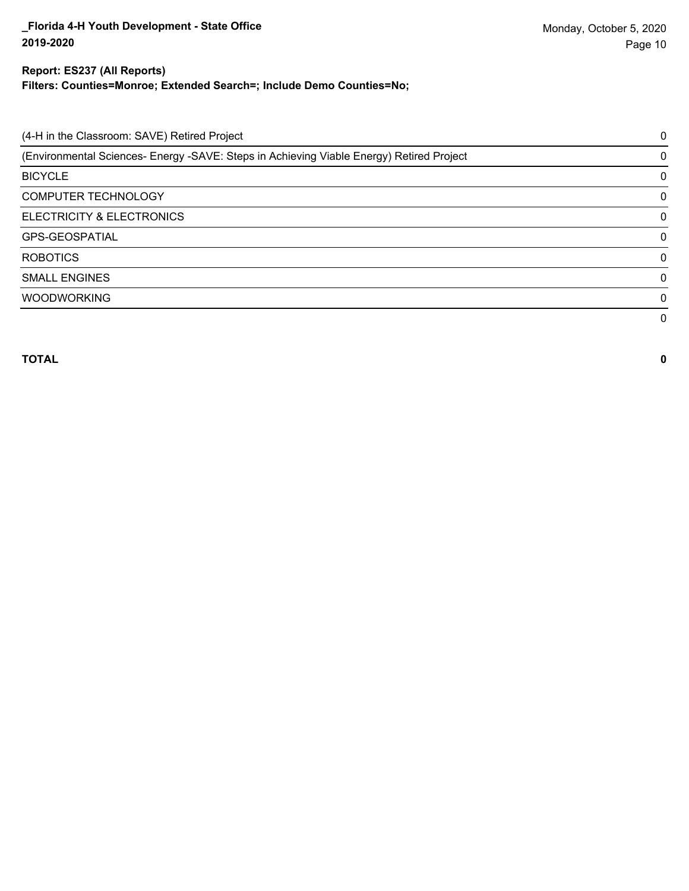**Report: ES237 (All Reports)**
**Filters: Counties=Monroe; Extended Search=; Include Demo Counties=No;**

| | |
|---|---|
| (4-H in the Classroom: SAVE) Retired Project | 0 |
| (Environmental Sciences- Energy -SAVE: Steps in Achieving Viable Energy) Retired Project | 0 |
| BICYCLE | 0 |
| COMPUTER TECHNOLOGY | 0 |
| ELECTRICITY & ELECTRONICS | 0 |
| GPS-GEOSPATIAL | 0 |
| ROBOTICS | 0 |
| SMALL ENGINES | 0 |
| WOODWORKING | 0 |
| | 0 |

**TOTAL** **0**